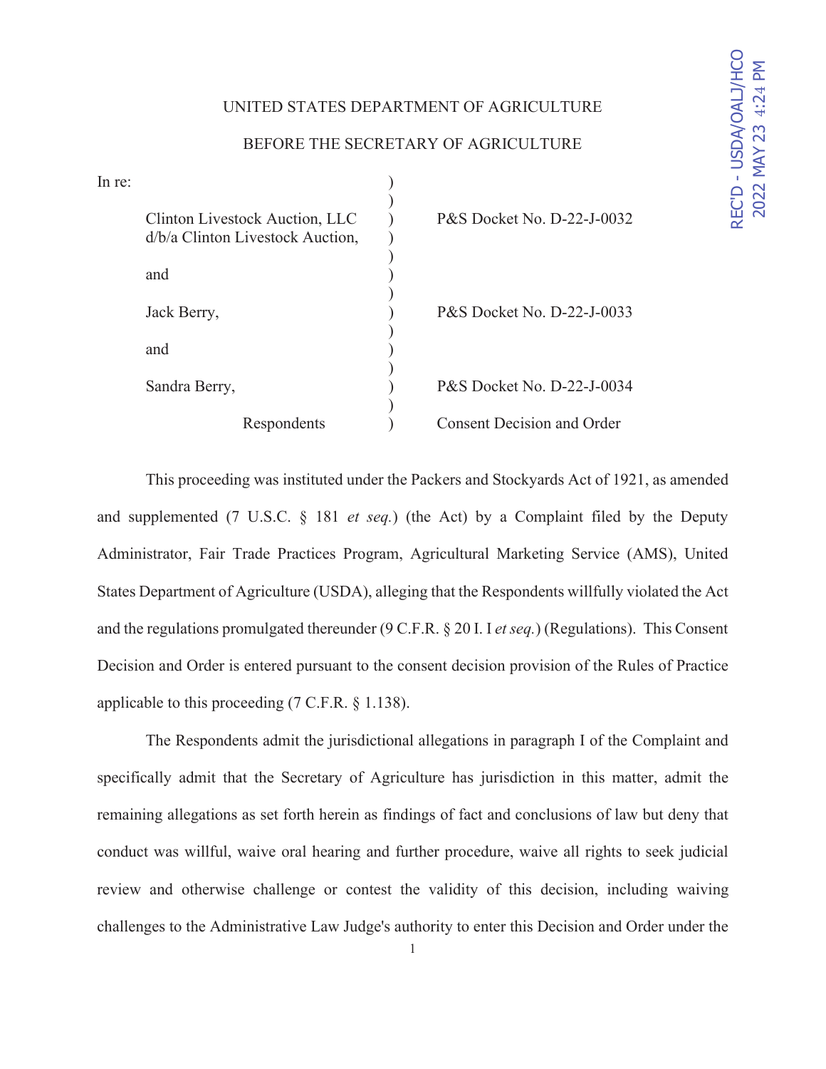REC'D - USDA/OALJ/HCO 2022 MAY 23 4:24 PM

UNITED STATES DEPARTMENT OF AGRICULTURE

BEFORE THE SECRETARY OF AGRICULTURE

| In re: | | |
|---|---|---|
| Clinton Livestock Auction, LLC d/b/a Clinton Livestock Auction, | ) | P&S Docket No. D-22-J-0032 |
| and | ) | |
| Jack Berry, | ) | P&S Docket No. D-22-J-0033 |
| and | ) | |
| Sandra Berry, | ) | P&S Docket No. D-22-J-0034 |
| Respondents | ) | Consent Decision and Order |

This proceeding was instituted under the Packers and Stockyards Act of 1921, as amended and supplemented (7 U.S.C. § 181 *et seq.*) (the Act) by a Complaint filed by the Deputy Administrator, Fair Trade Practices Program, Agricultural Marketing Service (AMS), United States Department of Agriculture (USDA), alleging that the Respondents willfully violated the Act and the regulations promulgated thereunder (9 C.F.R. § 20 I. I *et seq.*) (Regulations). This Consent Decision and Order is entered pursuant to the consent decision provision of the Rules of Practice applicable to this proceeding (7 C.F.R. § 1.138).

The Respondents admit the jurisdictional allegations in paragraph I of the Complaint and specifically admit that the Secretary of Agriculture has jurisdiction in this matter, admit the remaining allegations as set forth herein as findings of fact and conclusions of law but deny that conduct was willful, waive oral hearing and further procedure, waive all rights to seek judicial review and otherwise challenge or contest the validity of this decision, including waiving challenges to the Administrative Law Judge's authority to enter this Decision and Order under the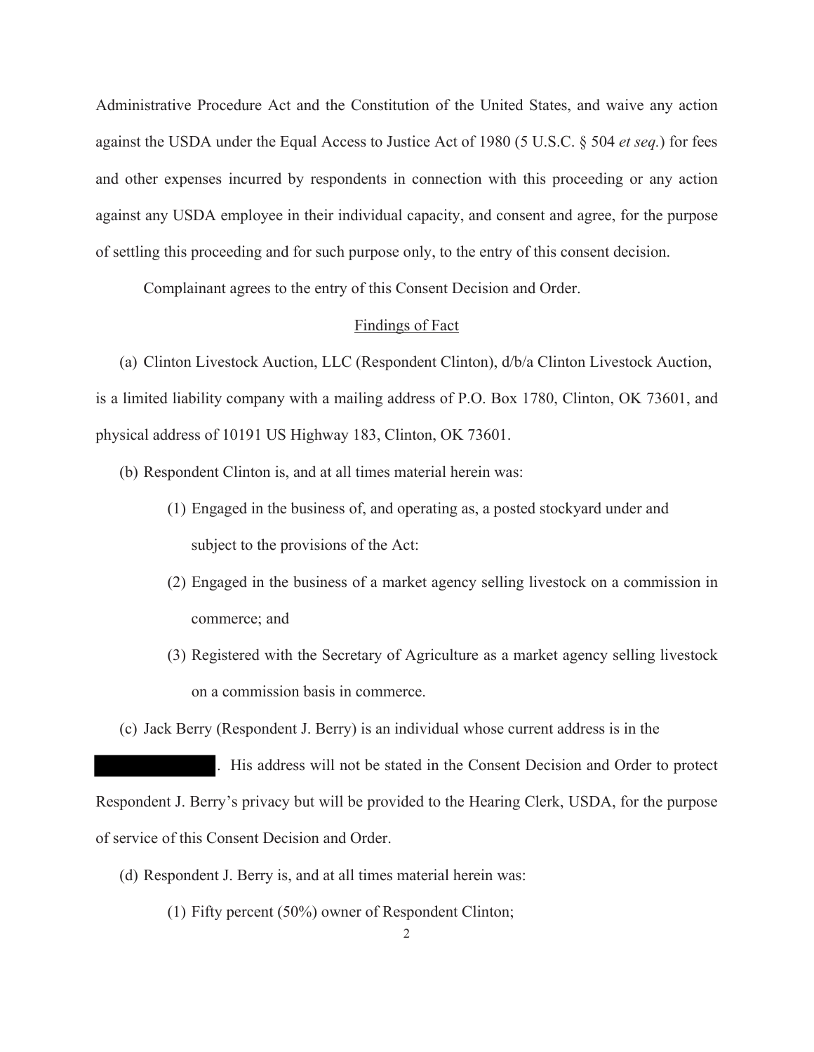Administrative Procedure Act and the Constitution of the United States, and waive any action against the USDA under the Equal Access to Justice Act of 1980 (5 U.S.C. § 504 *et seq.*) for fees and other expenses incurred by respondents in connection with this proceeding or any action against any USDA employee in their individual capacity, and consent and agree, for the purpose of settling this proceeding and for such purpose only, to the entry of this consent decision.

Complainant agrees to the entry of this Consent Decision and Order.

## Findings of Fact

(a) Clinton Livestock Auction, LLC (Respondent Clinton), d/b/a Clinton Livestock Auction, is a limited liability company with a mailing address of P.O. Box 1780, Clinton, OK 73601, and physical address of 10191 US Highway 183, Clinton, OK 73601.

(b) Respondent Clinton is, and at all times material herein was:

(1) Engaged in the business of, and operating as, a posted stockyard under and subject to the provisions of the Act:

(2) Engaged in the business of a market agency selling livestock on a commission in commerce; and

(3) Registered with the Secretary of Agriculture as a market agency selling livestock on a commission basis in commerce.

(c) Jack Berry (Respondent J. Berry) is an individual whose current address is in the [REDACTED]. His address will not be stated in the Consent Decision and Order to protect Respondent J. Berry's privacy but will be provided to the Hearing Clerk, USDA, for the purpose of service of this Consent Decision and Order.

(d) Respondent J. Berry is, and at all times material herein was:

(1) Fifty percent (50%) owner of Respondent Clinton;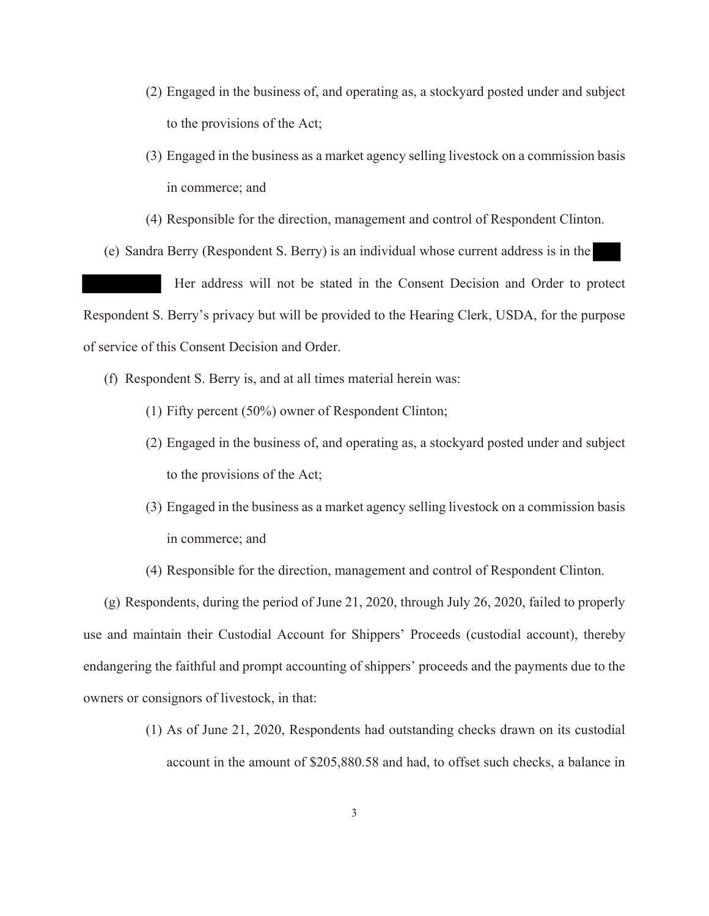(2) Engaged in the business of, and operating as, a stockyard posted under and subject to the provisions of the Act;

(3) Engaged in the business as a market agency selling livestock on a commission basis in commerce; and

(4) Responsible for the direction, management and control of Respondent Clinton.

(e) Sandra Berry (Respondent S. Berry) is an individual whose current address is in the ███ █████████ Her address will not be stated in the Consent Decision and Order to protect Respondent S. Berry's privacy but will be provided to the Hearing Clerk, USDA, for the purpose of service of this Consent Decision and Order.

(f) Respondent S. Berry is, and at all times material herein was:

(1) Fifty percent (50%) owner of Respondent Clinton;

(2) Engaged in the business of, and operating as, a stockyard posted under and subject to the provisions of the Act;

(3) Engaged in the business as a market agency selling livestock on a commission basis in commerce; and

(4) Responsible for the direction, management and control of Respondent Clinton.

(g) Respondents, during the period of June 21, 2020, through July 26, 2020, failed to properly use and maintain their Custodial Account for Shippers' Proceeds (custodial account), thereby endangering the faithful and prompt accounting of shippers' proceeds and the payments due to the owners or consignors of livestock, in that:

(1) As of June 21, 2020, Respondents had outstanding checks drawn on its custodial account in the amount of $205,880.58 and had, to offset such checks, a balance in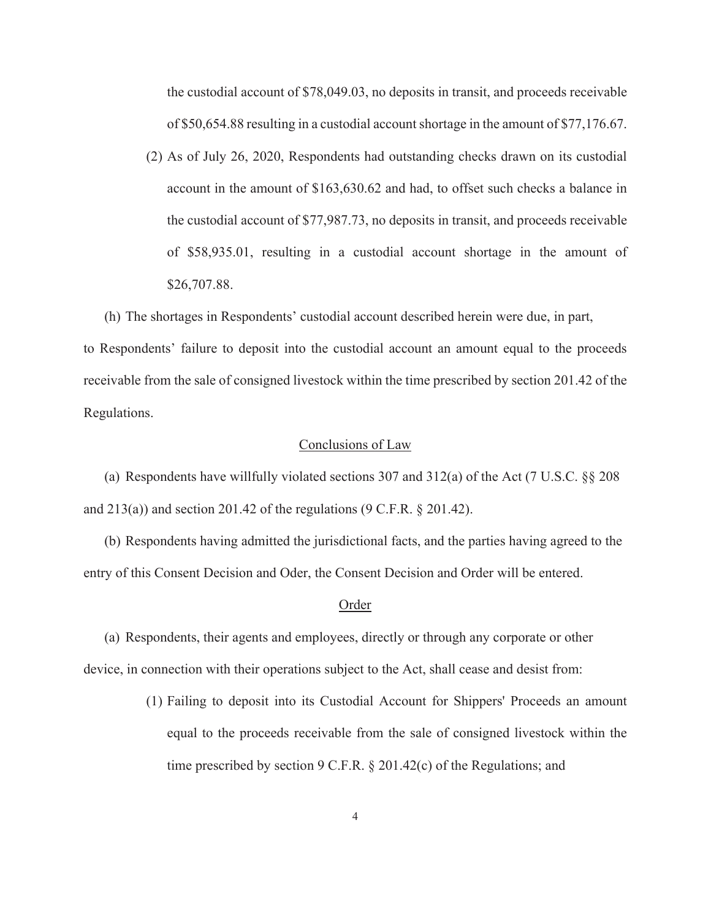the custodial account of $78,049.03, no deposits in transit, and proceeds receivable of $50,654.88 resulting in a custodial account shortage in the amount of $77,176.67.

(2) As of July 26, 2020, Respondents had outstanding checks drawn on its custodial account in the amount of $163,630.62 and had, to offset such checks a balance in the custodial account of $77,987.73, no deposits in transit, and proceeds receivable of $58,935.01, resulting in a custodial account shortage in the amount of $26,707.88.

(h) The shortages in Respondents' custodial account described herein were due, in part, to Respondents' failure to deposit into the custodial account an amount equal to the proceeds receivable from the sale of consigned livestock within the time prescribed by section 201.42 of the Regulations.

## Conclusions of Law

(a) Respondents have willfully violated sections 307 and 312(a) of the Act (7 U.S.C. §§ 208 and 213(a)) and section 201.42 of the regulations (9 C.F.R. § 201.42).

(b) Respondents having admitted the jurisdictional facts, and the parties having agreed to the entry of this Consent Decision and Oder, the Consent Decision and Order will be entered.

## Order

(a) Respondents, their agents and employees, directly or through any corporate or other device, in connection with their operations subject to the Act, shall cease and desist from:

(1) Failing to deposit into its Custodial Account for Shippers' Proceeds an amount equal to the proceeds receivable from the sale of consigned livestock within the time prescribed by section 9 C.F.R. § 201.42(c) of the Regulations; and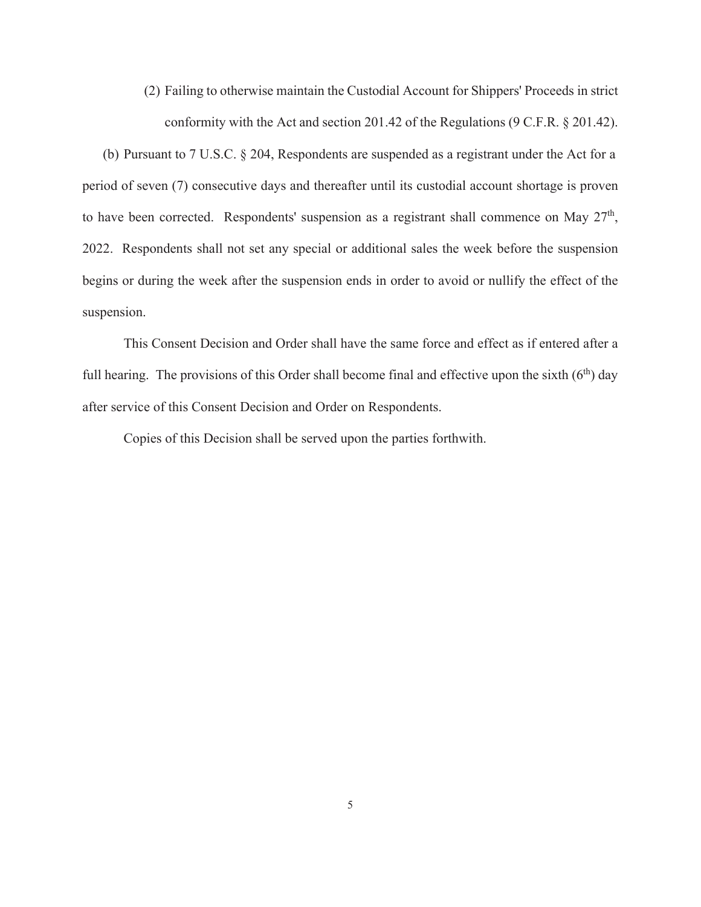(2) Failing to otherwise maintain the Custodial Account for Shippers' Proceeds in strict conformity with the Act and section 201.42 of the Regulations (9 C.F.R. § 201.42).

(b) Pursuant to 7 U.S.C. § 204, Respondents are suspended as a registrant under the Act for a period of seven (7) consecutive days and thereafter until its custodial account shortage is proven to have been corrected. Respondents' suspension as a registrant shall commence on May 27th, 2022. Respondents shall not set any special or additional sales the week before the suspension begins or during the week after the suspension ends in order to avoid or nullify the effect of the suspension.

This Consent Decision and Order shall have the same force and effect as if entered after a full hearing. The provisions of this Order shall become final and effective upon the sixth (6th) day after service of this Consent Decision and Order on Respondents.

Copies of this Decision shall be served upon the parties forthwith.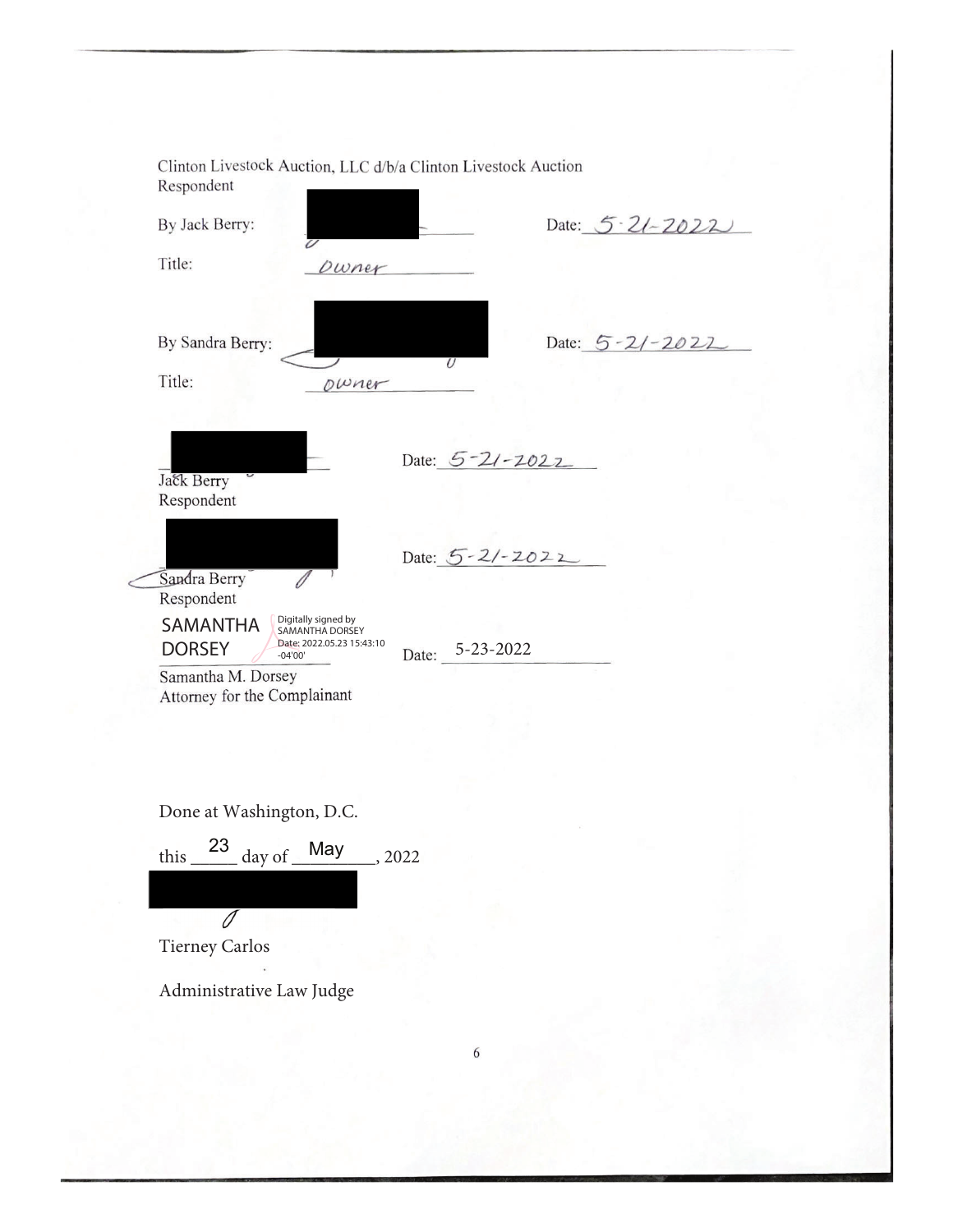Clinton Livestock Auction, LLC d/b/a Clinton Livestock Auction
Respondent

By Jack Berry: ____________________ Date: 5-21-2022

Title: Owner

By Sandra Berry: ____________________ Date: 5-21-2022

Title: Owner

____________________ Date: 5-21-2022
Jack Berry
Respondent

____________________ Date: 5-21-2022
Sandra Berry
Respondent

SAMANTHA DORSEY Digitally signed by SAMANTHA DORSEY Date: 2022.05.23 15:43:10 -04'00' Date: 5-23-2022
Samantha M. Dorsey
Attorney for the Complainant

Done at Washington, D.C.

this 23 day of May, 2022

____________________
Tierney Carlos

Administrative Law Judge